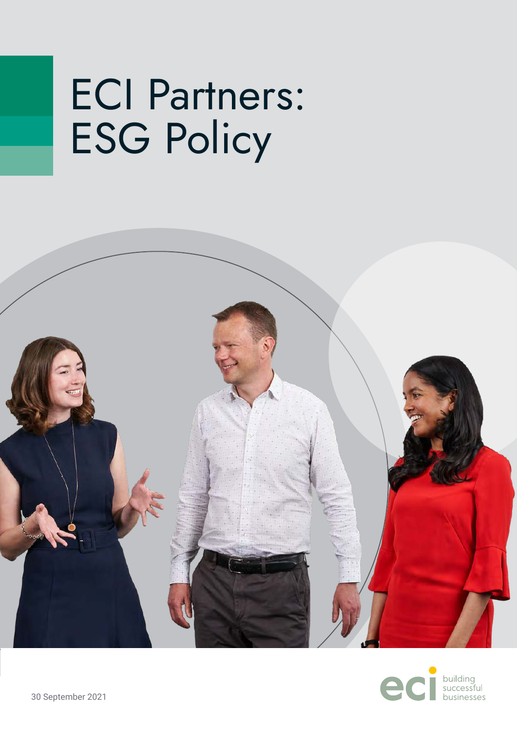# ECI Partners: ESG Policy

eci building successful businesses

30 September 2021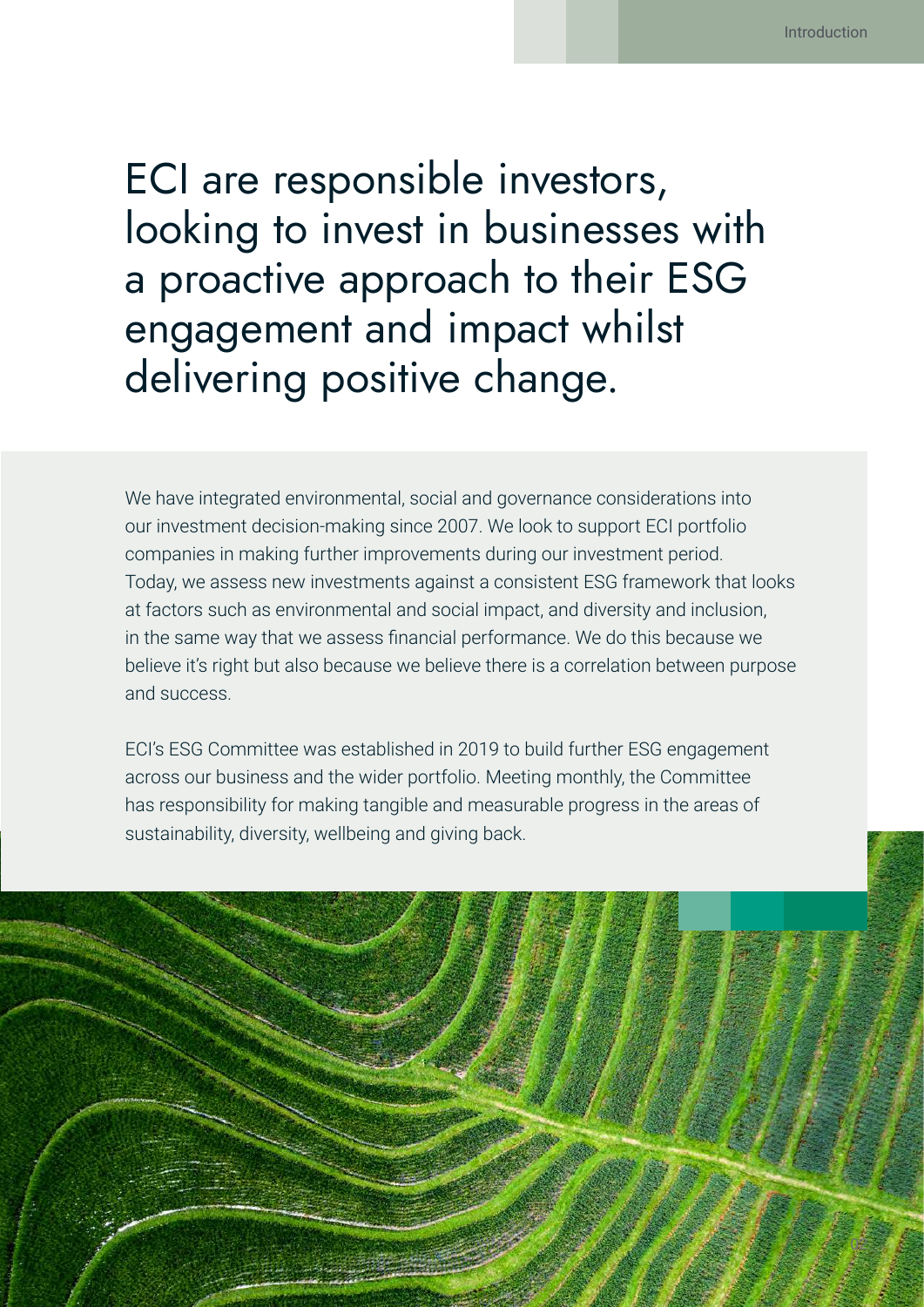# ECI are responsible investors, looking to invest in businesses with a proactive approach to their ESG engagement and impact whilst delivering positive change.

We have integrated environmental, social and governance considerations into our investment decision-making since 2007. We look to support ECI portfolio companies in making further improvements during our investment period. Today, we assess new investments against a consistent ESG framework that looks at factors such as environmental and social impact, and diversity and inclusion, in the same way that we assess financial performance. We do this because we believe it's right but also because we believe there is a correlation between purpose and success.

ECI's ESG Committee was established in 2019 to build further ESG engagement across our business and the wider portfolio. Meeting monthly, the Committee has responsibility for making tangible and measurable progress in the areas of sustainability, diversity, wellbeing and giving back.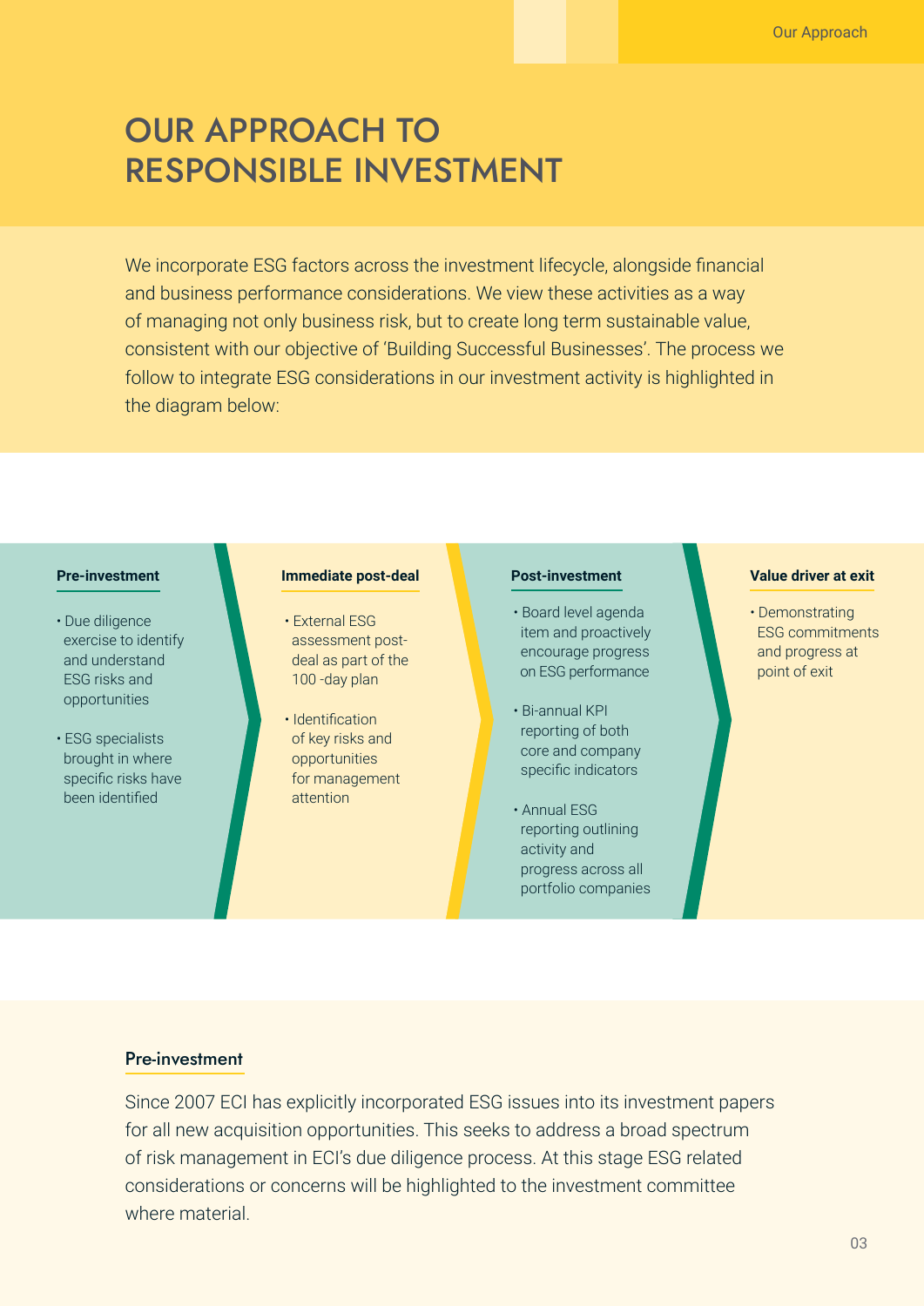# OUR APPROACH TO RESPONSIBLE INVESTMENT

We incorporate ESG factors across the investment lifecycle, alongside financial and business performance considerations. We view these activities as a way of managing not only business risk, but to create long term sustainable value, consistent with our objective of 'Building Successful Businesses'. The process we follow to integrate ESG considerations in our investment activity is highlighted in the diagram below:

**Pre-investment**

- Due diligence exercise to identify and understand ESG risks and opportunities
- ESG specialists brought in where specific risks have been identified

**Immediate post-deal**

- External ESG assessment post-deal as part of the 100 -day plan
- Identification of key risks and opportunities for management attention

**Post-investment**

- Board level agenda item and proactively encourage progress on ESG performance
- Bi-annual KPI reporting of both core and company specific indicators
- Annual ESG reporting outlining activity and progress across all portfolio companies

**Value driver at exit**

- Demonstrating ESG commitments and progress at point of exit

## Pre-investment

Since 2007 ECI has explicitly incorporated ESG issues into its investment papers for all new acquisition opportunities. This seeks to address a broad spectrum of risk management in ECI's due diligence process. At this stage ESG related considerations or concerns will be highlighted to the investment committee where material.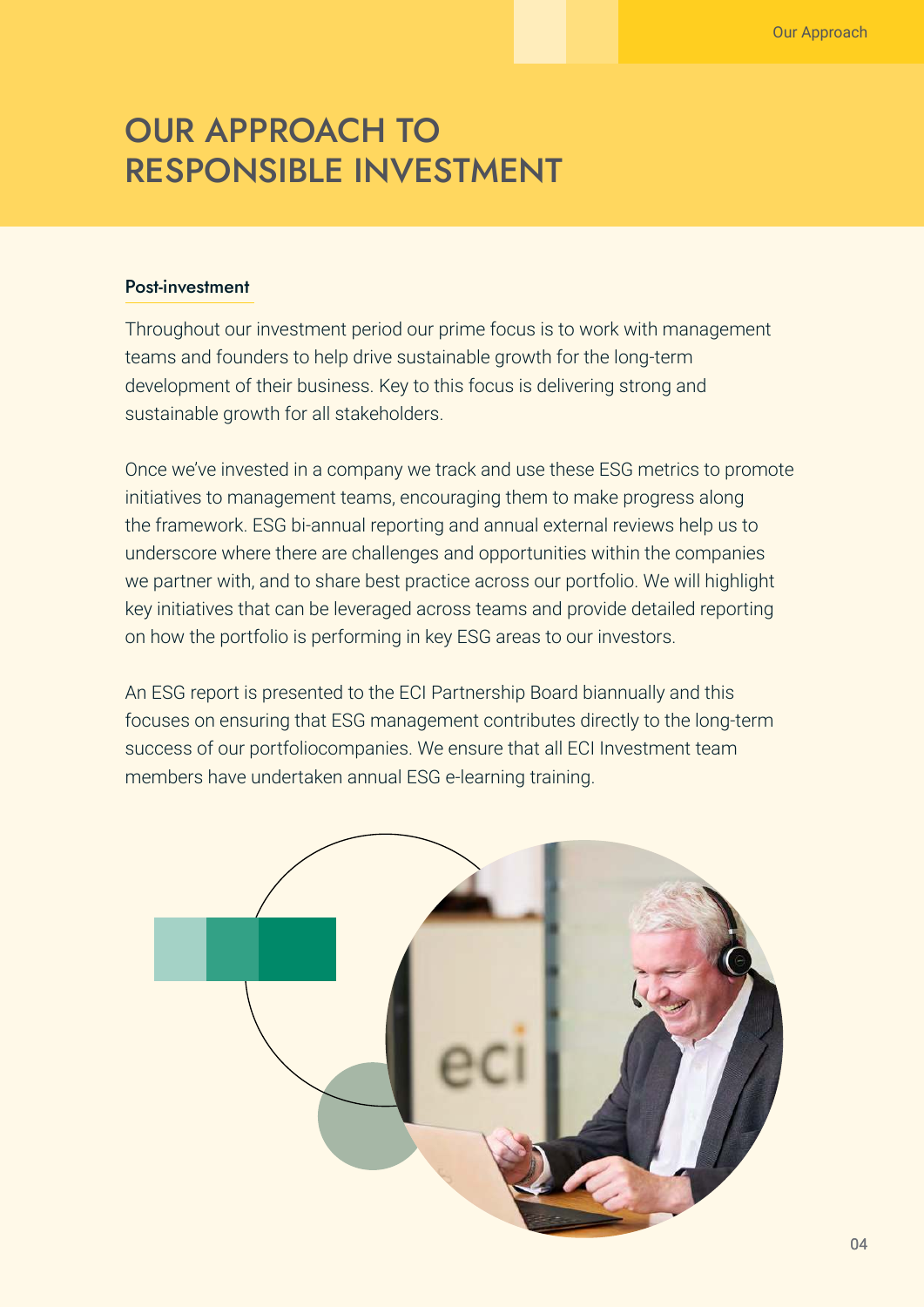# OUR APPROACH TO RESPONSIBLE INVESTMENT

## Post-investment

Throughout our investment period our prime focus is to work with management teams and founders to help drive sustainable growth for the long-term development of their business. Key to this focus is delivering strong and sustainable growth for all stakeholders.

Once we've invested in a company we track and use these ESG metrics to promote initiatives to management teams, encouraging them to make progress along the framework. ESG bi-annual reporting and annual external reviews help us to underscore where there are challenges and opportunities within the companies we partner with, and to share best practice across our portfolio. We will highlight key initiatives that can be leveraged across teams and provide detailed reporting on how the portfolio is performing in key ESG areas to our investors.

An ESG report is presented to the ECI Partnership Board biannually and this focuses on ensuring that ESG management contributes directly to the long-term success of our portfoliocompanies. We ensure that all ECI Investment team members have undertaken annual ESG e-learning training.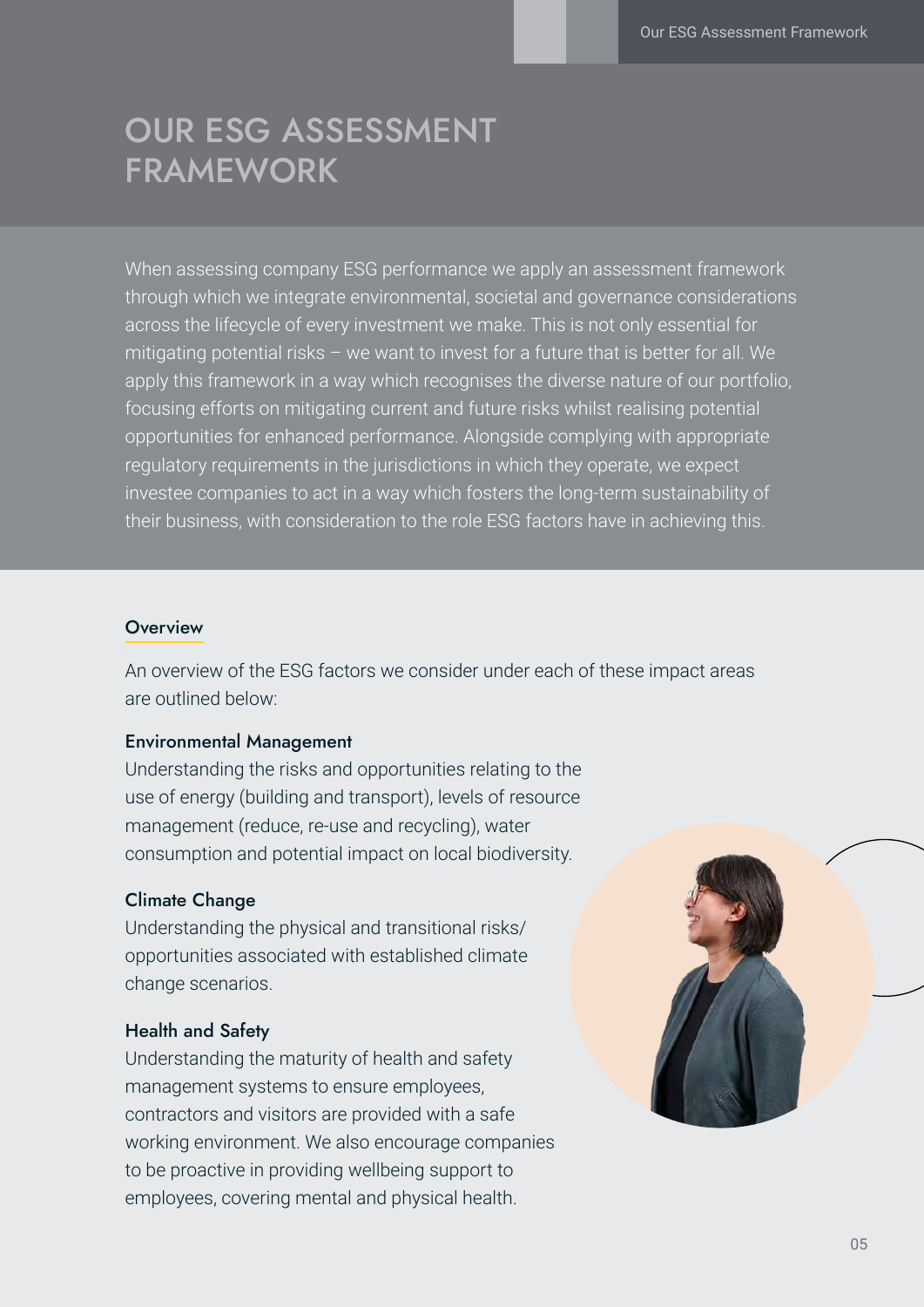# OUR ESG ASSESSMENT FRAMEWORK

When assessing company ESG performance we apply an assessment framework through which we integrate environmental, societal and governance considerations across the lifecycle of every investment we make. This is not only essential for mitigating potential risks – we want to invest for a future that is better for all. We apply this framework in a way which recognises the diverse nature of our portfolio, focusing efforts on mitigating current and future risks whilst realising potential opportunities for enhanced performance. Alongside complying with appropriate regulatory requirements in the jurisdictions in which they operate, we expect investee companies to act in a way which fosters the long-term sustainability of their business, with consideration to the role ESG factors have in achieving this.

## Overview

An overview of the ESG factors we consider under each of these impact areas are outlined below:

### Environmental Management

Understanding the risks and opportunities relating to the use of energy (building and transport), levels of resource management (reduce, re-use and recycling), water consumption and potential impact on local biodiversity.

### Climate Change

Understanding the physical and transitional risks/ opportunities associated with established climate change scenarios.

### Health and Safety

Understanding the maturity of health and safety management systems to ensure employees, contractors and visitors are provided with a safe working environment. We also encourage companies to be proactive in providing wellbeing support to employees, covering mental and physical health.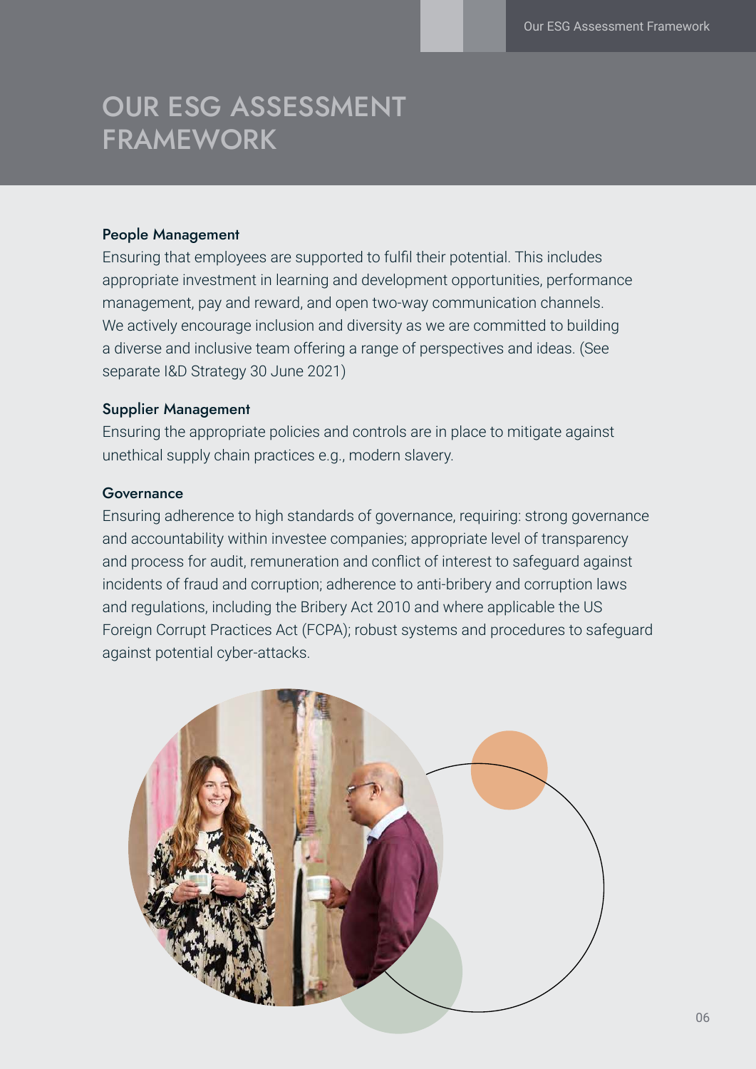# OUR ESG ASSESSMENT FRAMEWORK

### People Management

Ensuring that employees are supported to fulfil their potential. This includes appropriate investment in learning and development opportunities, performance management, pay and reward, and open two-way communication channels. We actively encourage inclusion and diversity as we are committed to building a diverse and inclusive team offering a range of perspectives and ideas. (See separate I&D Strategy 30 June 2021)

### Supplier Management

Ensuring the appropriate policies and controls are in place to mitigate against unethical supply chain practices e.g., modern slavery.

### Governance

Ensuring adherence to high standards of governance, requiring: strong governance and accountability within investee companies; appropriate level of transparency and process for audit, remuneration and conflict of interest to safeguard against incidents of fraud and corruption; adherence to anti-bribery and corruption laws and regulations, including the Bribery Act 2010 and where applicable the US Foreign Corrupt Practices Act (FCPA); robust systems and procedures to safeguard against potential cyber-attacks.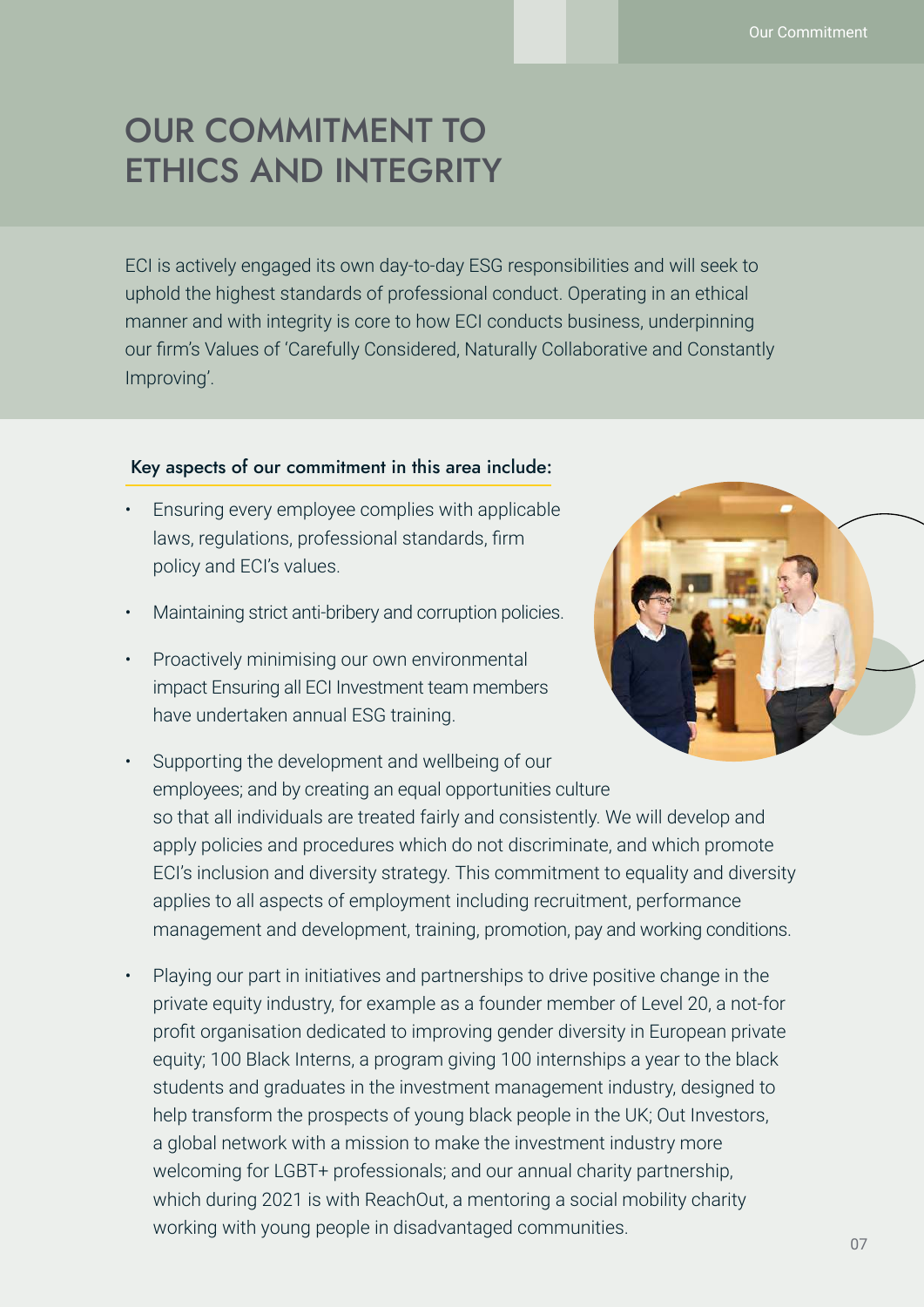# OUR COMMITMENT TO ETHICS AND INTEGRITY

ECI is actively engaged its own day-to-day ESG responsibilities and will seek to uphold the highest standards of professional conduct. Operating in an ethical manner and with integrity is core to how ECI conducts business, underpinning our firm's Values of 'Carefully Considered, Naturally Collaborative and Constantly Improving'.

**Key aspects of our commitment in this area include:**

- Ensuring every employee complies with applicable laws, regulations, professional standards, firm policy and ECI's values.
- Maintaining strict anti-bribery and corruption policies.
- Proactively minimising our own environmental impact Ensuring all ECI Investment team members have undertaken annual ESG training.
- Supporting the development and wellbeing of our employees; and by creating an equal opportunities culture so that all individuals are treated fairly and consistently. We will develop and apply policies and procedures which do not discriminate, and which promote ECI's inclusion and diversity strategy. This commitment to equality and diversity applies to all aspects of employment including recruitment, performance management and development, training, promotion, pay and working conditions.
- Playing our part in initiatives and partnerships to drive positive change in the private equity industry, for example as a founder member of Level 20, a not-for profit organisation dedicated to improving gender diversity in European private equity; 100 Black Interns, a program giving 100 internships a year to the black students and graduates in the investment management industry, designed to help transform the prospects of young black people in the UK; Out Investors, a global network with a mission to make the investment industry more welcoming for LGBT+ professionals; and our annual charity partnership, which during 2021 is with ReachOut, a mentoring a social mobility charity working with young people in disadvantaged communities.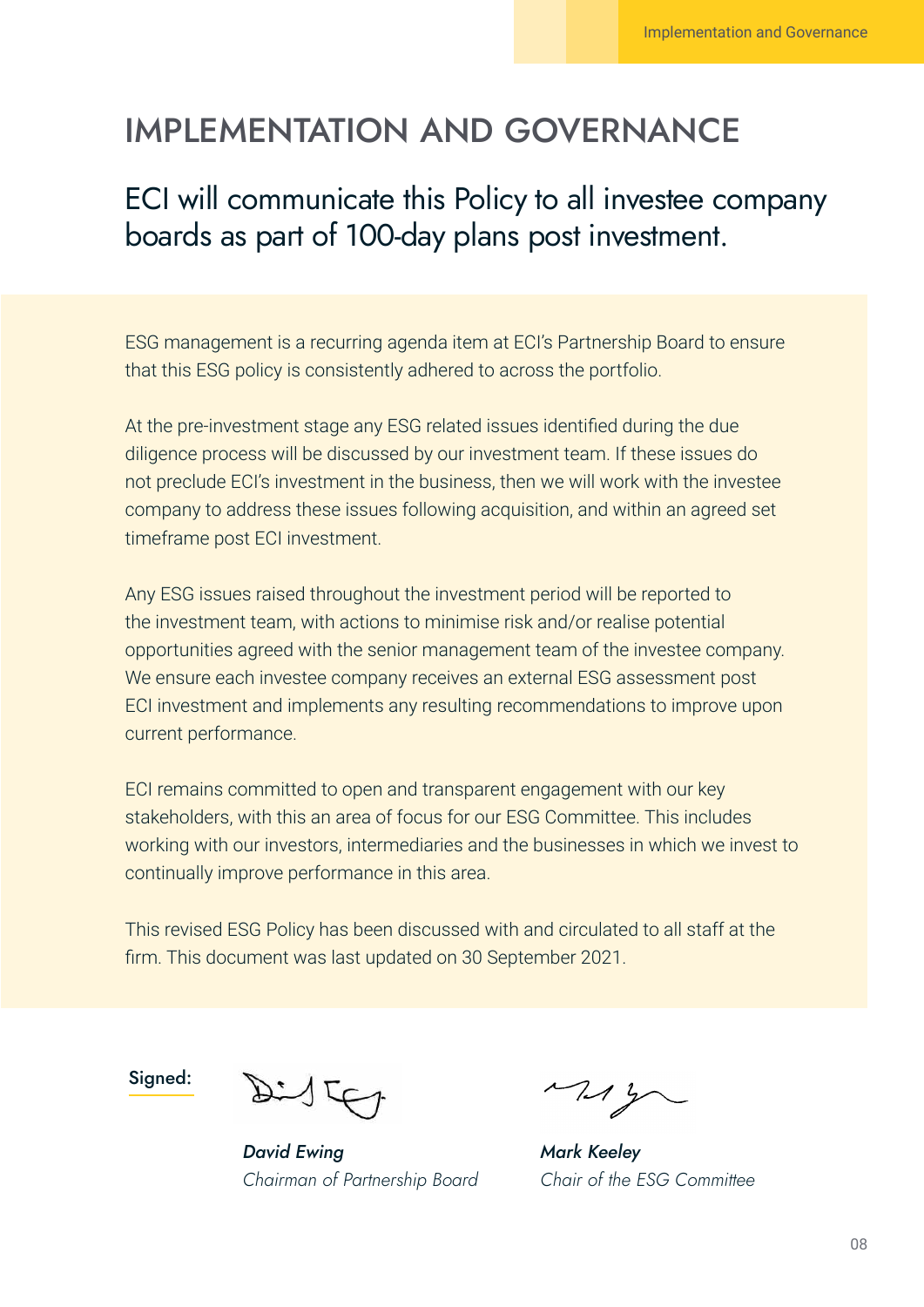# IMPLEMENTATION AND GOVERNANCE

## ECI will communicate this Policy to all investee company boards as part of 100-day plans post investment.

ESG management is a recurring agenda item at ECI's Partnership Board to ensure that this ESG policy is consistently adhered to across the portfolio.

At the pre-investment stage any ESG related issues identified during the due diligence process will be discussed by our investment team. If these issues do not preclude ECI's investment in the business, then we will work with the investee company to address these issues following acquisition, and within an agreed set timeframe post ECI investment.

Any ESG issues raised throughout the investment period will be reported to the investment team, with actions to minimise risk and/or realise potential opportunities agreed with the senior management team of the investee company. We ensure each investee company receives an external ESG assessment post ECI investment and implements any resulting recommendations to improve upon current performance.

ECI remains committed to open and transparent engagement with our key stakeholders, with this an area of focus for our ESG Committee. This includes working with our investors, intermediaries and the businesses in which we invest to continually improve performance in this area.

This revised ESG Policy has been discussed with and circulated to all staff at the firm. This document was last updated on 30 September 2021.

Signed:

*David Ewing*
*Chairman of Partnership Board*

*Mark Keeley*
*Chair of the ESG Committee*